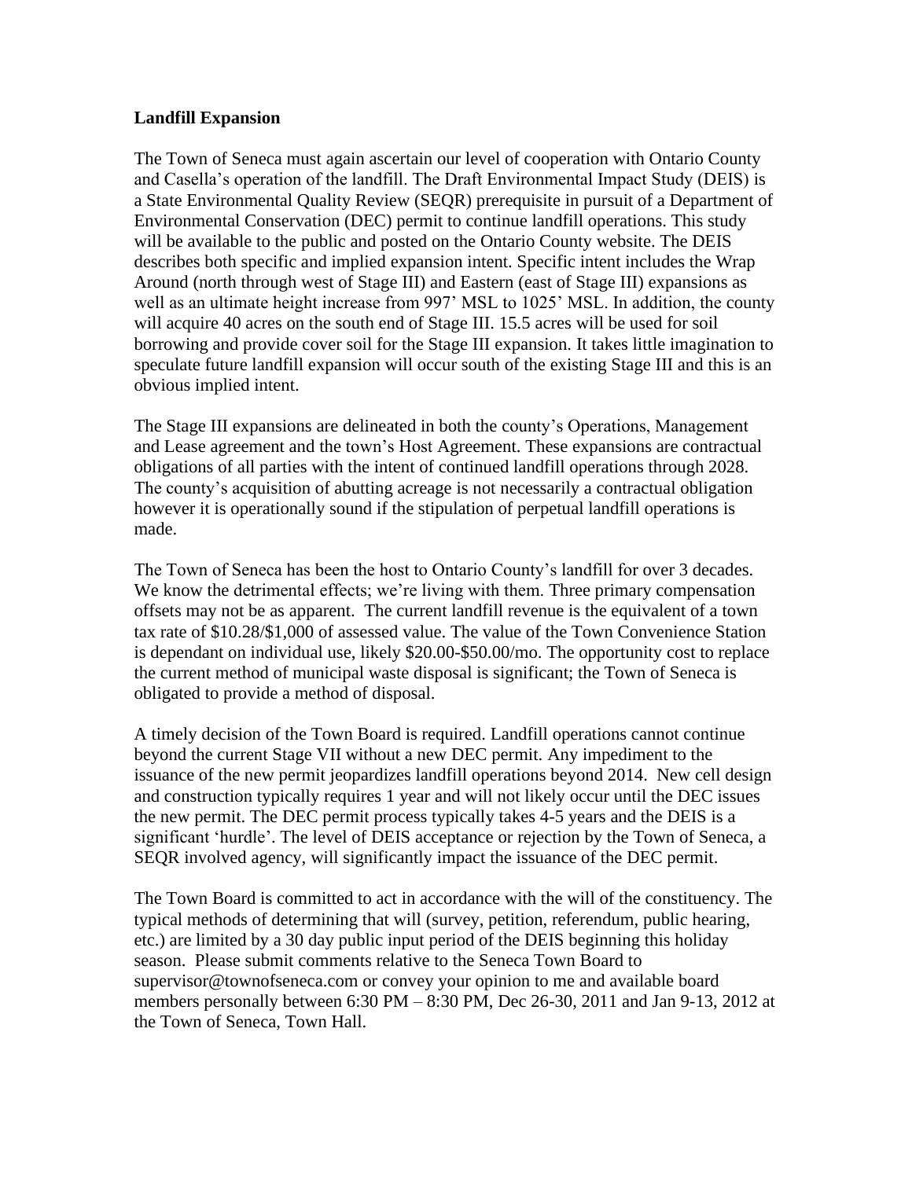**Landfill Expansion**

The Town of Seneca must again ascertain our level of cooperation with Ontario County and Casella's operation of the landfill. The Draft Environmental Impact Study (DEIS) is a State Environmental Quality Review (SEQR) prerequisite in pursuit of a Department of Environmental Conservation (DEC) permit to continue landfill operations. This study will be available to the public and posted on the Ontario County website. The DEIS describes both specific and implied expansion intent. Specific intent includes the Wrap Around (north through west of Stage III) and Eastern (east of Stage III) expansions as well as an ultimate height increase from 997' MSL to 1025' MSL. In addition, the county will acquire 40 acres on the south end of Stage III. 15.5 acres will be used for soil borrowing and provide cover soil for the Stage III expansion. It takes little imagination to speculate future landfill expansion will occur south of the existing Stage III and this is an obvious implied intent.

The Stage III expansions are delineated in both the county's Operations, Management and Lease agreement and the town's Host Agreement. These expansions are contractual obligations of all parties with the intent of continued landfill operations through 2028. The county's acquisition of abutting acreage is not necessarily a contractual obligation however it is operationally sound if the stipulation of perpetual landfill operations is made.

The Town of Seneca has been the host to Ontario County's landfill for over 3 decades. We know the detrimental effects; we're living with them. Three primary compensation offsets may not be as apparent. The current landfill revenue is the equivalent of a town tax rate of $10.28/$1,000 of assessed value. The value of the Town Convenience Station is dependant on individual use, likely $20.00-$50.00/mo. The opportunity cost to replace the current method of municipal waste disposal is significant; the Town of Seneca is obligated to provide a method of disposal.

A timely decision of the Town Board is required. Landfill operations cannot continue beyond the current Stage VII without a new DEC permit. Any impediment to the issuance of the new permit jeopardizes landfill operations beyond 2014. New cell design and construction typically requires 1 year and will not likely occur until the DEC issues the new permit. The DEC permit process typically takes 4-5 years and the DEIS is a significant 'hurdle'. The level of DEIS acceptance or rejection by the Town of Seneca, a SEQR involved agency, will significantly impact the issuance of the DEC permit.

The Town Board is committed to act in accordance with the will of the constituency. The typical methods of determining that will (survey, petition, referendum, public hearing, etc.) are limited by a 30 day public input period of the DEIS beginning this holiday season. Please submit comments relative to the Seneca Town Board to supervisor@townofseneca.com or convey your opinion to me and available board members personally between 6:30 PM – 8:30 PM, Dec 26-30, 2011 and Jan 9-13, 2012 at the Town of Seneca, Town Hall.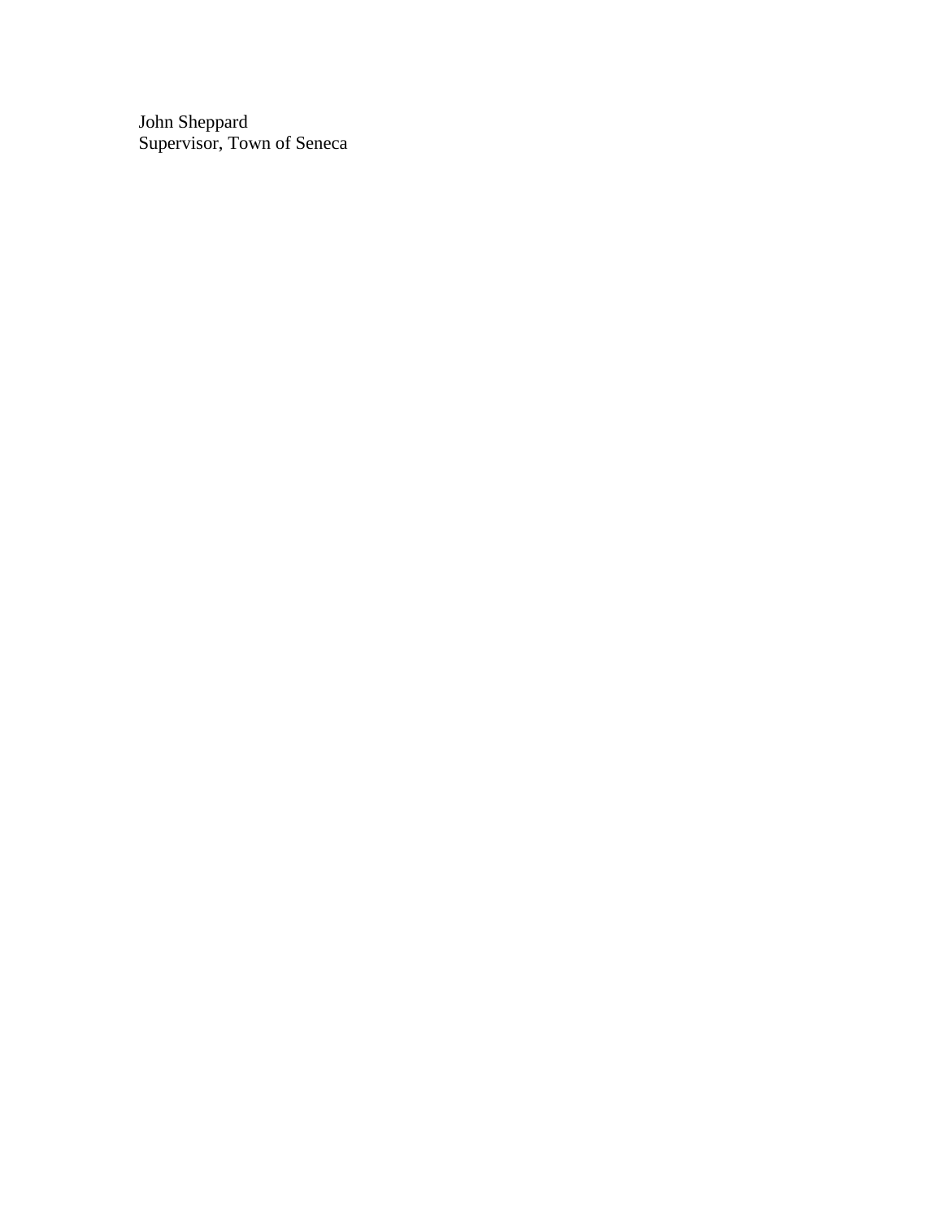John Sheppard
Supervisor, Town of Seneca